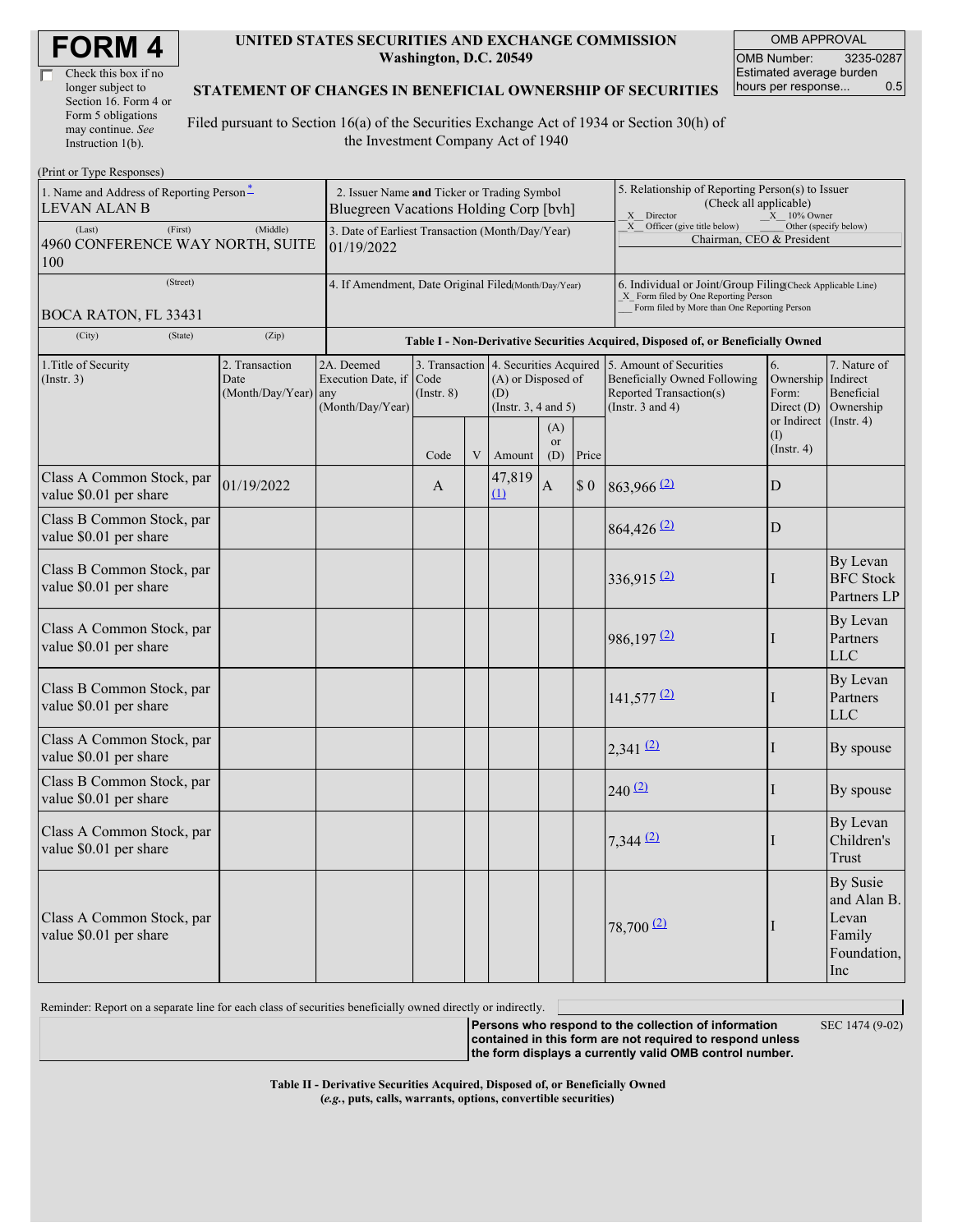# FORM 4

☐ Check this box if no longer subject to Section 16. Form 4 or Form 5 obligations may continue. *See* Instruction 1(b).

**UNITED STATES SECURITIES AND EXCHANGE COMMISSION**
**Washington, D.C. 20549**

**STATEMENT OF CHANGES IN BENEFICIAL OWNERSHIP OF SECURITIES**

Filed pursuant to Section 16(a) of the Securities Exchange Act of 1934 or Section 30(h) of the Investment Company Act of 1940

| OMB APPROVAL | |
|---|---|
| OMB Number: | 3235-0287 |
| Estimated average burden hours per response... | 0.5 |

(Print or Type Responses)

1. Name and Address of Reporting Person*
LEVAN ALAN B
(Last) (First) (Middle)
4960 CONFERENCE WAY NORTH, SUITE 100
(Street)
BOCA RATON, FL 33431
(City) (State) (Zip)

2. Issuer Name **and** Ticker or Trading Symbol
Bluegreen Vacations Holding Corp [bvh]

3. Date of Earliest Transaction (Month/Day/Year)
01/19/2022

4. If Amendment, Date Original Filed (Month/Day/Year)

5. Relationship of Reporting Person(s) to Issuer (Check all applicable)
_X_ Director _X_ 10% Owner
_X_ Officer (give title below) ___ Other (specify below)
Chairman, CEO & President

6. Individual or Joint/Group Filing (Check Applicable Line)
_X_ Form filed by One Reporting Person
___ Form filed by More than One Reporting Person

**Table I - Non-Derivative Securities Acquired, Disposed of, or Beneficially Owned**

| 1.Title of Security (Instr. 3) | 2. Transaction Date (Month/Day/Year) | 2A. Deemed Execution Date, if any (Month/Day/Year) | 3. Transaction Code (Instr. 8) Code | V | 4. Securities Acquired (A) or Disposed of (D) (Instr. 3, 4 and 5) Amount | (A) or (D) | Price | 5. Amount of Securities Beneficially Owned Following Reported Transaction(s) (Instr. 3 and 4) | 6. Ownership Form: Direct (D) or Indirect (I) (Instr. 4) | 7. Nature of Indirect Beneficial Ownership (Instr. 4) |
|---|---|---|---|---|---|---|---|---|---|---|
| Class A Common Stock, par value $0.01 per share | 01/19/2022 | | A | | 47,819 (1) | A | $ 0 | 863,966 (2) | D | |
| Class B Common Stock, par value $0.01 per share | | | | | | | | 864,426 (2) | D | |
| Class B Common Stock, par value $0.01 per share | | | | | | | | 336,915 (2) | I | By Levan BFC Stock Partners LP |
| Class A Common Stock, par value $0.01 per share | | | | | | | | 986,197 (2) | I | By Levan Partners LLC |
| Class B Common Stock, par value $0.01 per share | | | | | | | | 141,577 (2) | I | By Levan Partners LLC |
| Class A Common Stock, par value $0.01 per share | | | | | | | | 2,341 (2) | I | By spouse |
| Class B Common Stock, par value $0.01 per share | | | | | | | | 240 (2) | I | By spouse |
| Class A Common Stock, par value $0.01 per share | | | | | | | | 7,344 (2) | I | By Levan Children's Trust |
| Class A Common Stock, par value $0.01 per share | | | | | | | | 78,700 (2) | I | By Susie and Alan B. Levan Family Foundation, Inc |

Reminder: Report on a separate line for each class of securities beneficially owned directly or indirectly.

**Persons who respond to the collection of information contained in this form are not required to respond unless the form displays a currently valid OMB control number.** SEC 1474 (9-02)

**Table II - Derivative Securities Acquired, Disposed of, or Beneficially Owned**
**(*e.g.*, puts, calls, warrants, options, convertible securities)**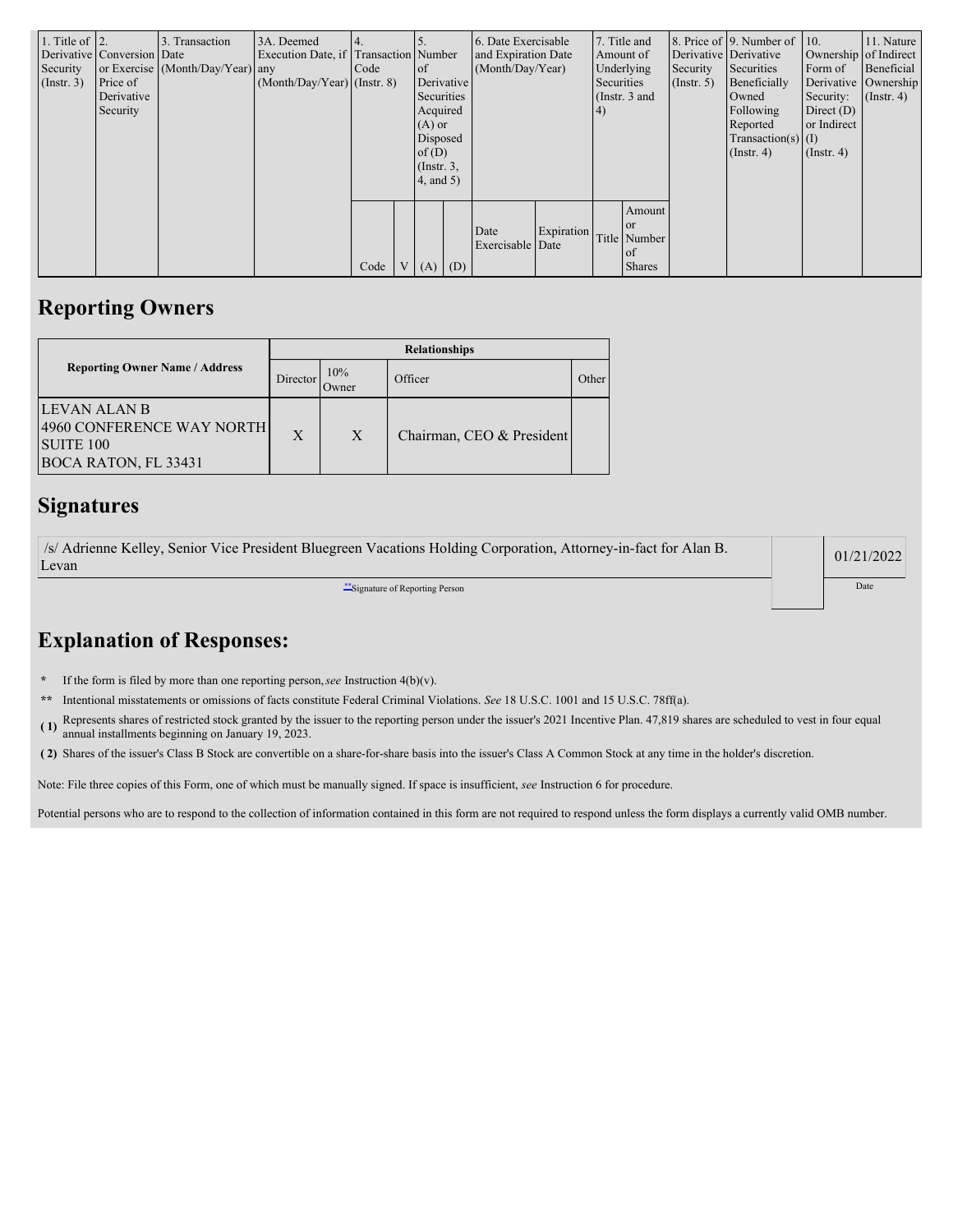| 1. Title of Derivative Security (Instr. 3) | 2. Conversion or Exercise Price of Derivative Security | 3. Transaction Date (Month/Day/Year) | 3A. Deemed Execution Date, if any (Month/Day/Year) | 4. Transaction Code (Instr. 8) | | 5. Number of Derivative Securities Acquired (A) or Disposed of (D) (Instr. 3, 4, and 5) | | 6. Date Exercisable and Expiration Date (Month/Day/Year) | | 7. Title and Amount of Underlying Securities (Instr. 3 and 4) | | 8. Price of Derivative Security (Instr. 5) | 9. Number of Derivative Securities Beneficially Owned Following Reported Transaction(s) (Instr. 4) | 10. Ownership Form of Derivative Security: Direct (D) or Indirect (I) (Instr. 4) | 11. Nature of Indirect Beneficial Ownership (Instr. 4) |
|---|---|---|---|---|---|---|---|---|---|---|---|---|---|---|---|
| | | | | Code | V | (A) | (D) | Date Exercisable | Expiration Date | Title | Amount or Number of Shares | | | | |

## Reporting Owners

| Reporting Owner Name / Address | Relationships | | | |
|---|---|---|---|---|
| | Director | 10% Owner | Officer | Other |
| LEVAN ALAN B<br>4960 CONFERENCE WAY NORTH<br>SUITE 100<br>BOCA RATON, FL 33431 | X | X | Chairman, CEO & President | |

## Signatures

| | |
|---|---|
| /s/ Adrienne Kelley, Senior Vice President Bluegreen Vacations Holding Corporation, Attorney-in-fact for Alan B. Levan | 01/21/2022 |
| **Signature of Reporting Person | Date |

## Explanation of Responses:

\* If the form is filed by more than one reporting person, *see* Instruction 4(b)(v).

\*\* Intentional misstatements or omissions of facts constitute Federal Criminal Violations. *See* 18 U.S.C. 1001 and 15 U.S.C. 78ff(a).

( 1) Represents shares of restricted stock granted by the issuer to the reporting person under the issuer's 2021 Incentive Plan. 47,819 shares are scheduled to vest in four equal annual installments beginning on January 19, 2023.

( 2) Shares of the issuer's Class B Stock are convertible on a share-for-share basis into the issuer's Class A Common Stock at any time in the holder's discretion.

Note: File three copies of this Form, one of which must be manually signed. If space is insufficient, *see* Instruction 6 for procedure.

Potential persons who are to respond to the collection of information contained in this form are not required to respond unless the form displays a currently valid OMB number.